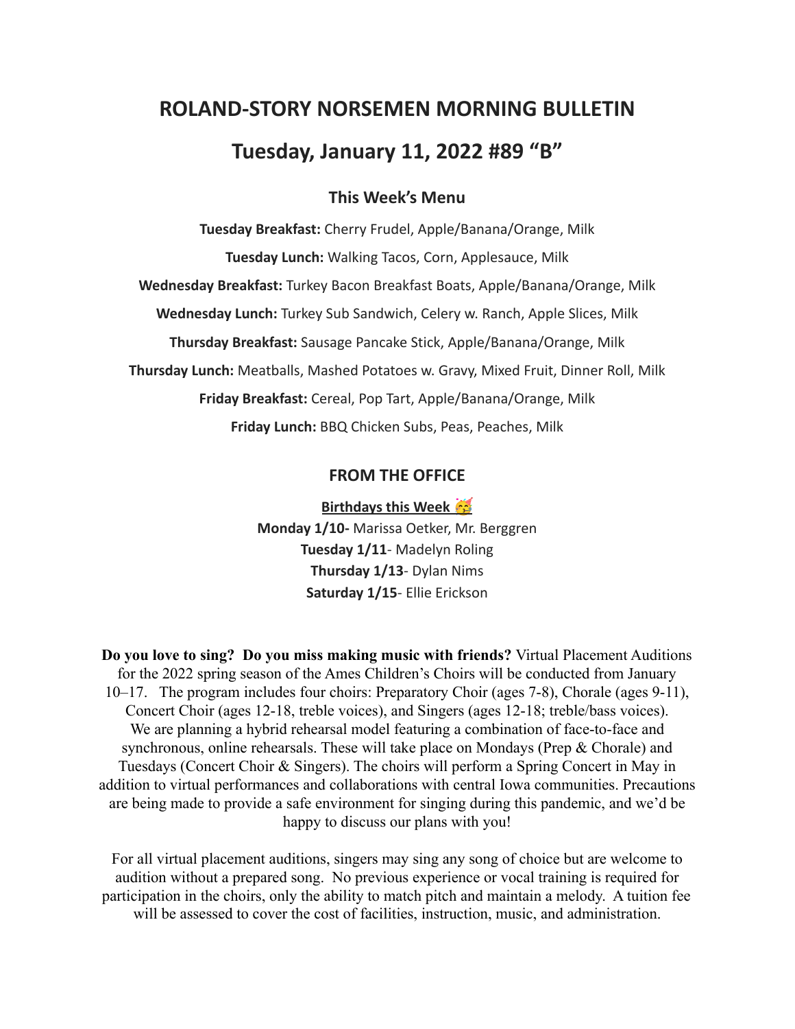# ROLAND-STORY NORSEMEN MORNING BULLETIN

## Tuesday, January 11, 2022 #89 "B"

### This Week's Menu

**Tuesday Breakfast:** Cherry Frudel, Apple/Banana/Orange, Milk

**Tuesday Lunch:** Walking Tacos, Corn, Applesauce, Milk

**Wednesday Breakfast:** Turkey Bacon Breakfast Boats, Apple/Banana/Orange, Milk

**Wednesday Lunch:** Turkey Sub Sandwich, Celery w. Ranch, Apple Slices, Milk

**Thursday Breakfast:** Sausage Pancake Stick, Apple/Banana/Orange, Milk

**Thursday Lunch:** Meatballs, Mashed Potatoes w. Gravy, Mixed Fruit, Dinner Roll, Milk

**Friday Breakfast:** Cereal, Pop Tart, Apple/Banana/Orange, Milk

**Friday Lunch:** BBQ Chicken Subs, Peas, Peaches, Milk

### FROM THE OFFICE

**Birthdays this Week 🥳**

**Monday 1/10-** Marissa Oetker, Mr. Berggren
**Tuesday 1/11**- Madelyn Roling
**Thursday 1/13**- Dylan Nims
**Saturday 1/15**- Ellie Erickson

**Do you love to sing? Do you miss making music with friends?** Virtual Placement Auditions for the 2022 spring season of the Ames Children's Choirs will be conducted from January 10–17. The program includes four choirs: Preparatory Choir (ages 7-8), Chorale (ages 9-11), Concert Choir (ages 12-18, treble voices), and Singers (ages 12-18; treble/bass voices). We are planning a hybrid rehearsal model featuring a combination of face-to-face and synchronous, online rehearsals. These will take place on Mondays (Prep & Chorale) and Tuesdays (Concert Choir & Singers). The choirs will perform a Spring Concert in May in addition to virtual performances and collaborations with central Iowa communities. Precautions are being made to provide a safe environment for singing during this pandemic, and we'd be happy to discuss our plans with you!

For all virtual placement auditions, singers may sing any song of choice but are welcome to audition without a prepared song. No previous experience or vocal training is required for participation in the choirs, only the ability to match pitch and maintain a melody. A tuition fee will be assessed to cover the cost of facilities, instruction, music, and administration.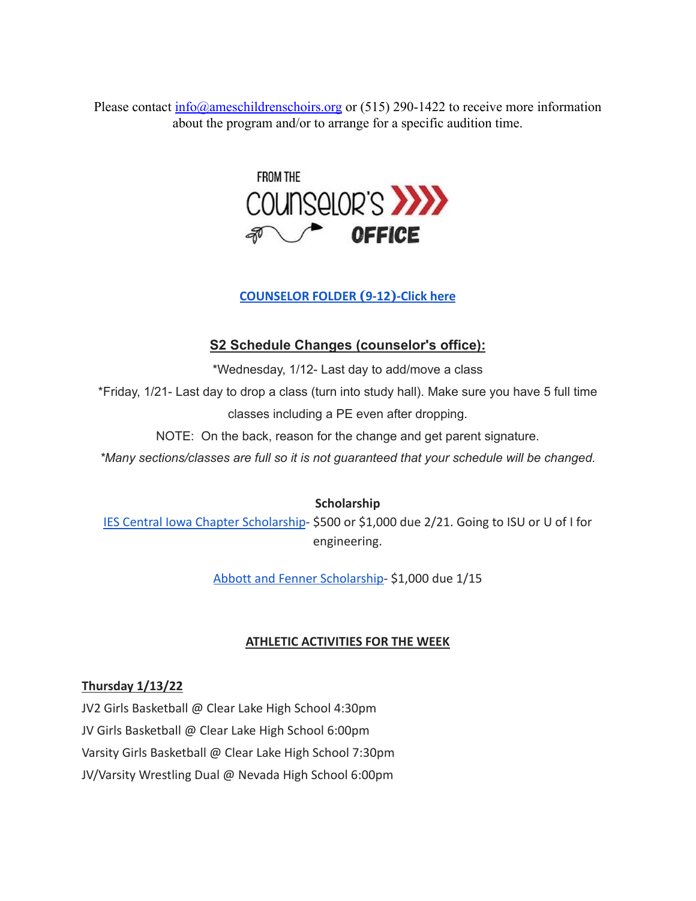Please contact info@ameschildrenschoirs.org or (515) 290-1422 to receive more information about the program and/or to arrange for a specific audition time.

FROM THE COUNSELOR'S OFFICE

**COUNSELOR FOLDER (9-12)-Click here**

## S2 Schedule Changes (counselor's office):

*Wednesday, 1/12- Last day to add/move a class

*Friday, 1/21- Last day to drop a class (turn into study hall). Make sure you have 5 full time classes including a PE even after dropping.

NOTE: On the back, reason for the change and get parent signature.

*Many sections/classes are full so it is not guaranteed that your schedule will be changed.*

**Scholarship**

IES Central Iowa Chapter Scholarship- $500 or $1,000 due 2/21. Going to ISU or U of I for engineering.

Abbott and Fenner Scholarship- $1,000 due 1/15

## ATHLETIC ACTIVITIES FOR THE WEEK

**Thursday 1/13/22**

JV2 Girls Basketball @ Clear Lake High School 4:30pm

JV Girls Basketball @ Clear Lake High School 6:00pm

Varsity Girls Basketball @ Clear Lake High School 7:30pm

JV/Varsity Wrestling Dual @ Nevada High School 6:00pm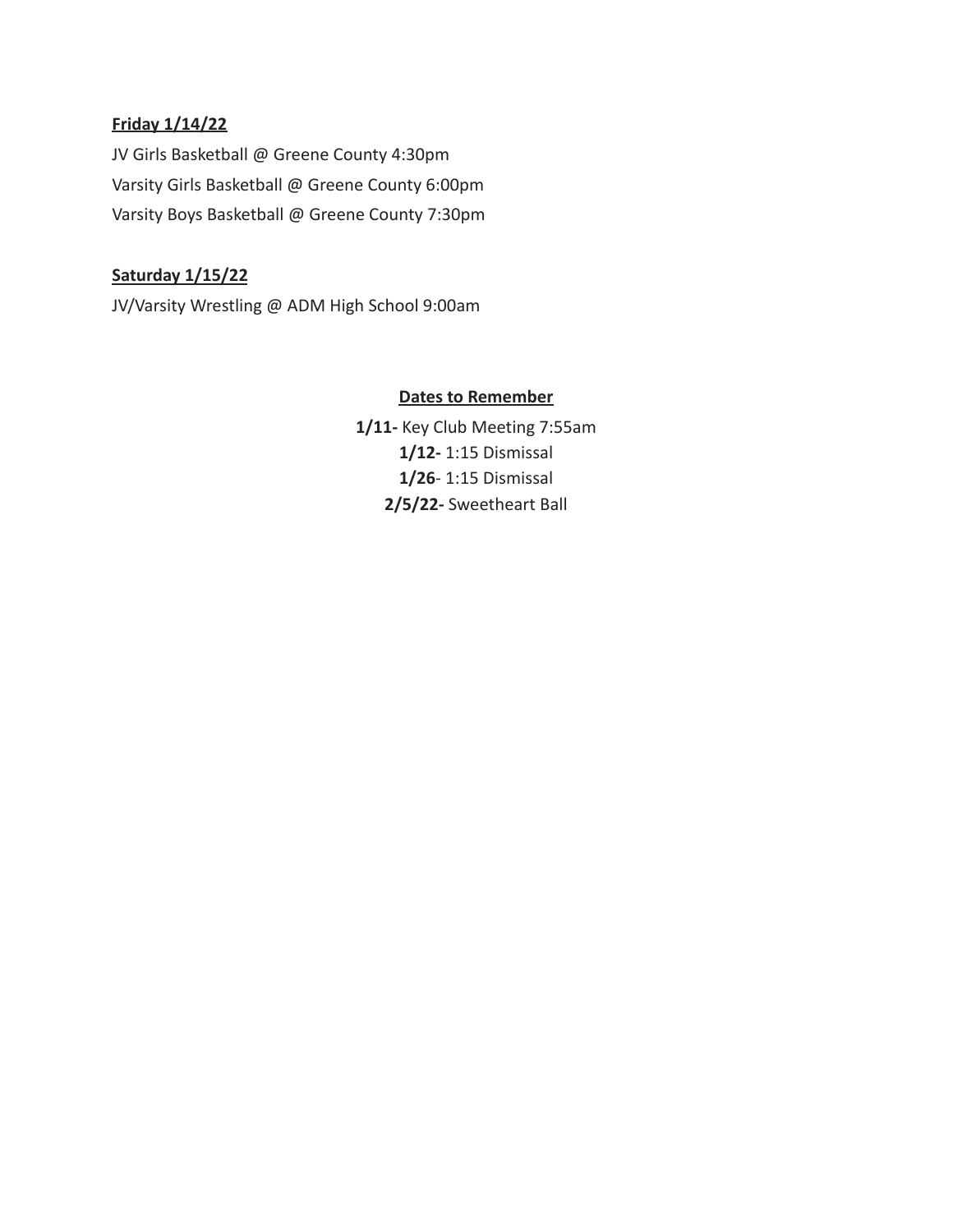**Friday 1/14/22**

JV Girls Basketball @ Greene County 4:30pm
Varsity Girls Basketball @ Greene County 6:00pm
Varsity Boys Basketball @ Greene County 7:30pm

**Saturday 1/15/22**

JV/Varsity Wrestling @ ADM High School 9:00am

**Dates to Remember**

**1/11-** Key Club Meeting 7:55am
**1/12-** 1:15 Dismissal
**1/26**- 1:15 Dismissal
**2/5/22-** Sweetheart Ball